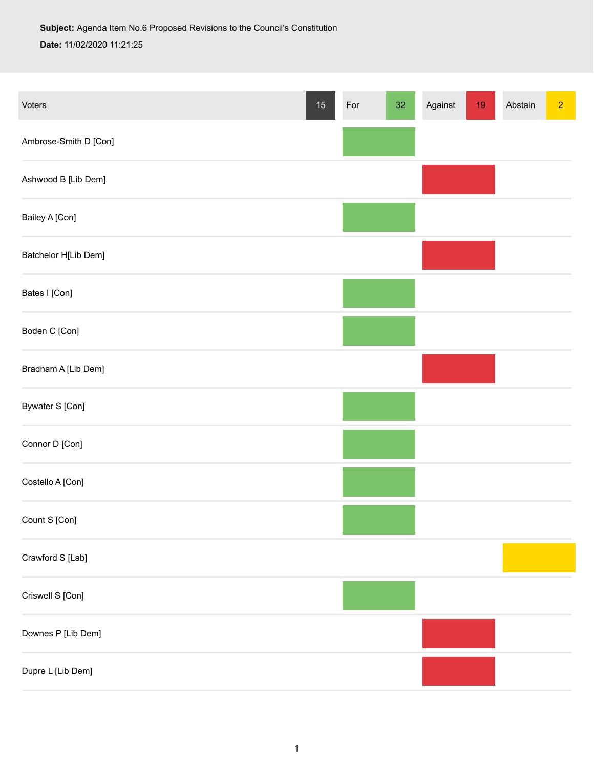**Subject:** Agenda Item No.6 Proposed Revisions to the Council's Constitution

**Date:** 11/02/2020 11:21:25

| Voters 15 | For 32 | Against 19 | Abstain 2 |
|---|---|---|---|
| Ambrose-Smith D [Con] | For | | |
| Ashwood B [Lib Dem] | | Against | |
| Bailey A [Con] | For | | |
| Batchelor H[Lib Dem] | | Against | |
| Bates I [Con] | For | | |
| Boden C [Con] | For | | |
| Bradnam A [Lib Dem] | | Against | |
| Bywater S [Con] | For | | |
| Connor D [Con] | For | | |
| Costello A [Con] | For | | |
| Count S [Con] | For | | |
| Crawford S [Lab] | | | Abstain |
| Criswell S [Con] | For | | |
| Downes P [Lib Dem] | | Against | |
| Dupre L [Lib Dem] | | Against | |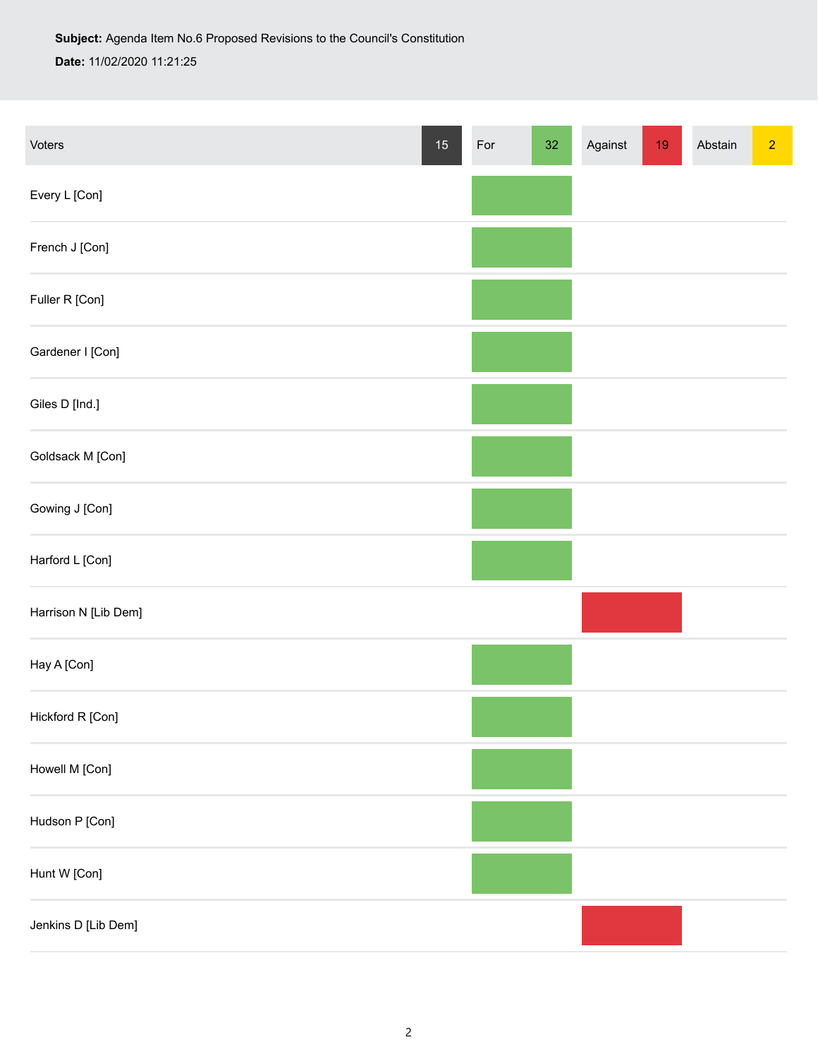**Subject:** Agenda Item No.6 Proposed Revisions to the Council's Constitution

**Date:** 11/02/2020 11:21:25

| Voters 15 | For 32 | Against 19 | Abstain 2 |
|---|---|---|---|
| Every L [Con] | For | | |
| French J [Con] | For | | |
| Fuller R [Con] | For | | |
| Gardener I [Con] | For | | |
| Giles D [Ind.] | For | | |
| Goldsack M [Con] | For | | |
| Gowing J [Con] | For | | |
| Harford L [Con] | For | | |
| Harrison N [Lib Dem] | | Against | |
| Hay A [Con] | For | | |
| Hickford R [Con] | For | | |
| Howell M [Con] | For | | |
| Hudson P [Con] | For | | |
| Hunt W [Con] | For | | |
| Jenkins D [Lib Dem] | | Against | |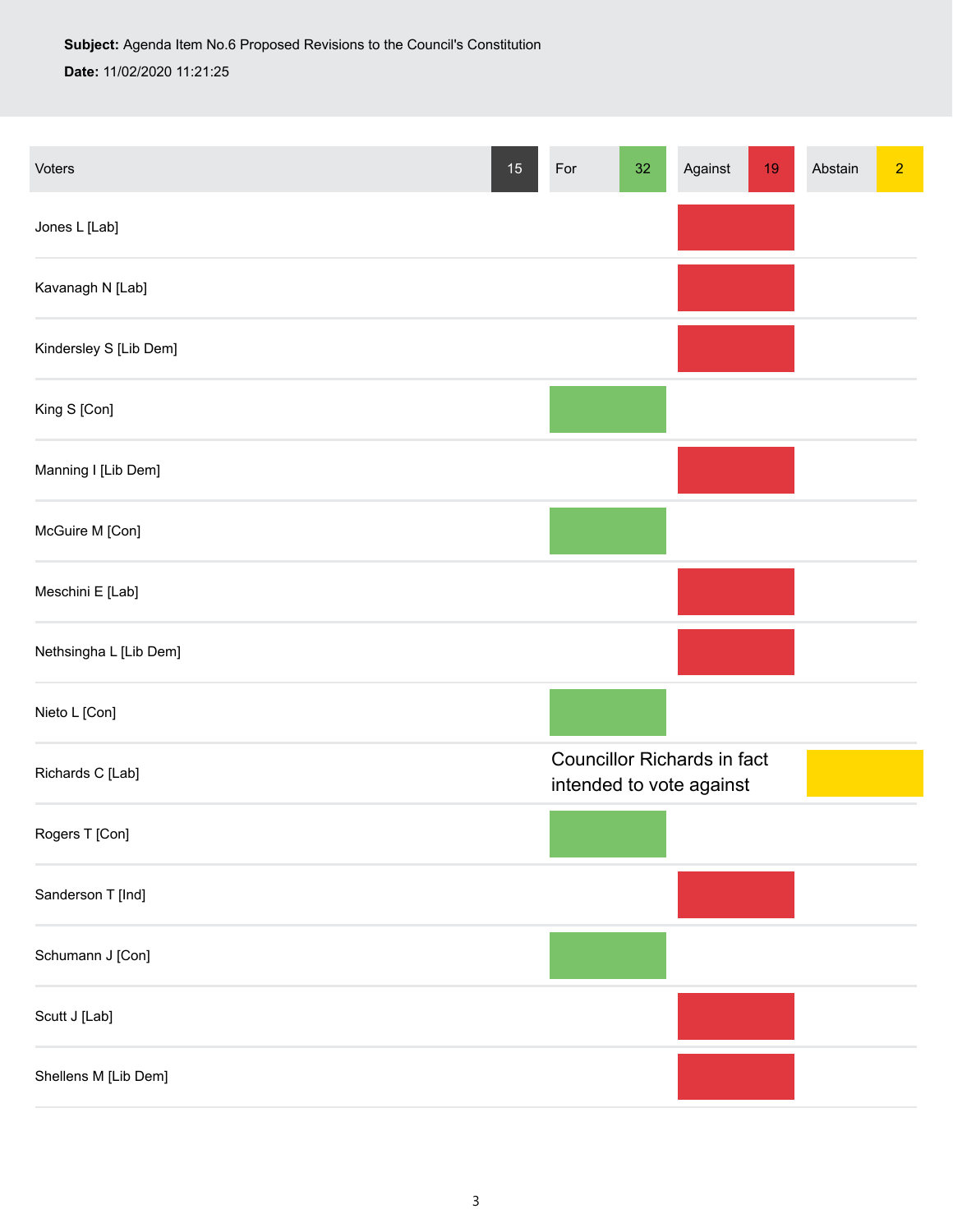**Subject:** Agenda Item No.6 Proposed Revisions to the Council's Constitution

**Date:** 11/02/2020 11:21:25

| Voters 15 | For 32 | Against 19 | Abstain 2 |
|---|---|---|---|
| Jones L [Lab] | | Against | |
| Kavanagh N [Lab] | | Against | |
| Kindersley S [Lib Dem] | | Against | |
| King S [Con] | For | | |
| Manning I [Lib Dem] | | Against | |
| McGuire M [Con] | For | | |
| Meschini E [Lab] | | Against | |
| Nethsingha L [Lib Dem] | | Against | |
| Nieto L [Con] | For | | |
| Richards C [Lab] | Councillor Richards in fact intended to vote against | | Abstain |
| Rogers T [Con] | For | | |
| Sanderson T [Ind] | | Against | |
| Schumann J [Con] | For | | |
| Scutt J [Lab] | | Against | |
| Shellens M [Lib Dem] | | Against | |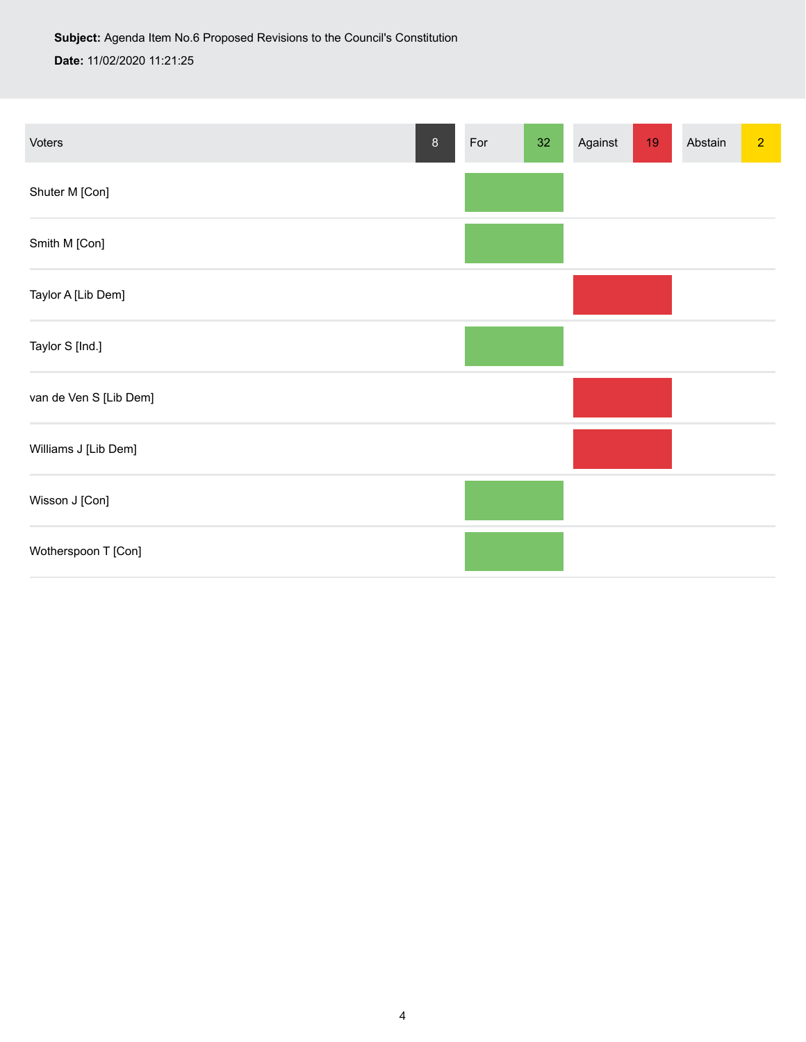**Subject:** Agenda Item No.6 Proposed Revisions to the Council's Constitution

**Date:** 11/02/2020 11:21:25

| Voters 8 | For 32 | Against 19 | Abstain 2 |
|---|---|---|---|
| Shuter M [Con] | For | | |
| Smith M [Con] | For | | |
| Taylor A [Lib Dem] | | Against | |
| Taylor S [Ind.] | For | | |
| van de Ven S [Lib Dem] | | Against | |
| Williams J [Lib Dem] | | Against | |
| Wisson J [Con] | For | | |
| Wotherspoon T [Con] | For | | |